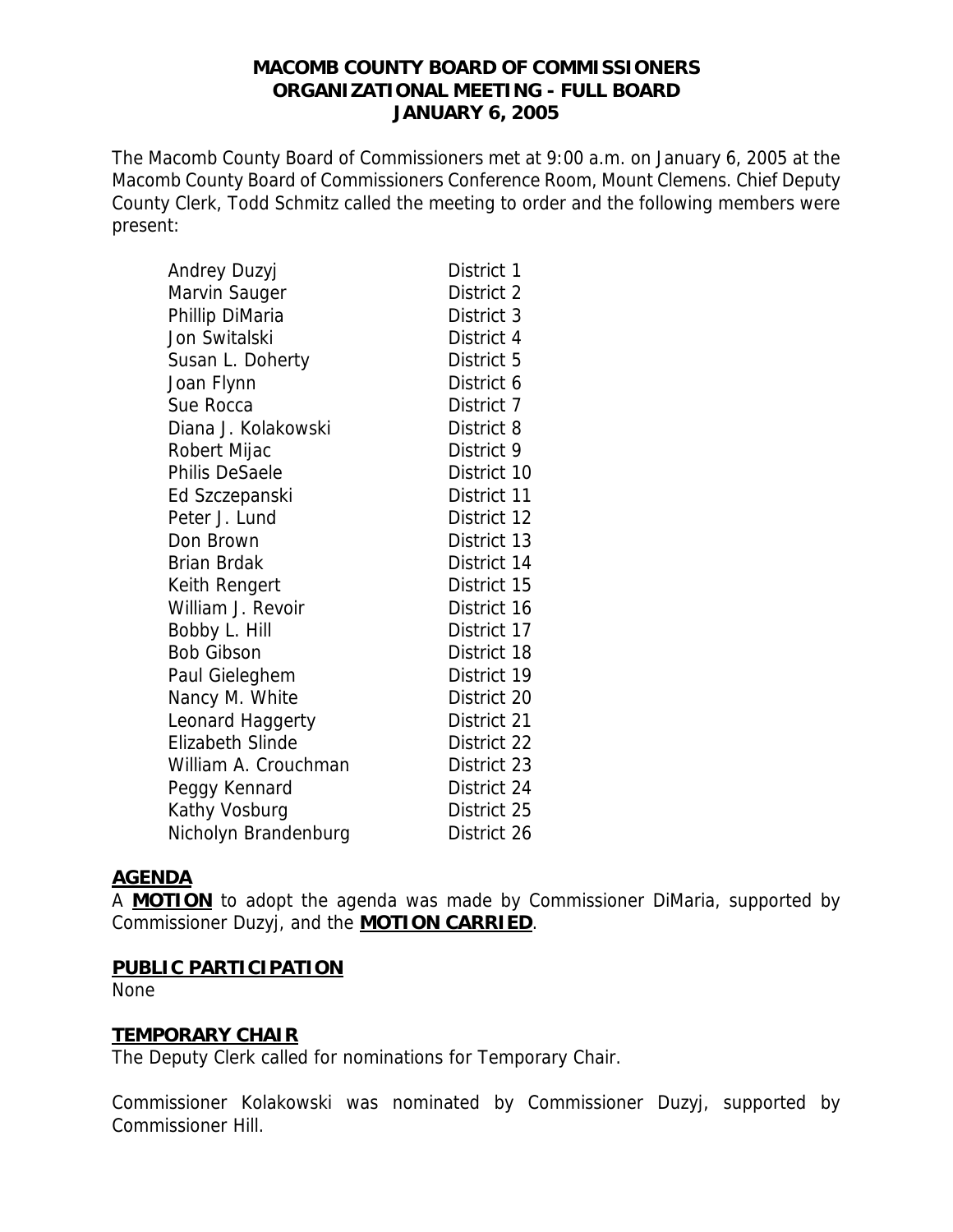**MACOMB COUNTY BOARD OF COMMISSIONERS**
**ORGANIZATIONAL MEETING - FULL BOARD**
**JANUARY 6, 2005**

The Macomb County Board of Commissioners met at 9:00 a.m. on January 6, 2005 at the Macomb County Board of Commissioners Conference Room, Mount Clemens. Chief Deputy County Clerk, Todd Schmitz called the meeting to order and the following members were present:

| | |
|---|---|
| Andrey Duzyj | District 1 |
| Marvin Sauger | District 2 |
| Phillip DiMaria | District 3 |
| Jon Switalski | District 4 |
| Susan L. Doherty | District 5 |
| Joan Flynn | District 6 |
| Sue Rocca | District 7 |
| Diana J. Kolakowski | District 8 |
| Robert Mijac | District 9 |
| Philis DeSaele | District 10 |
| Ed Szczepanski | District 11 |
| Peter J. Lund | District 12 |
| Don Brown | District 13 |
| Brian Brdak | District 14 |
| Keith Rengert | District 15 |
| William J. Revoir | District 16 |
| Bobby L. Hill | District 17 |
| Bob Gibson | District 18 |
| Paul Gieleghem | District 19 |
| Nancy M. White | District 20 |
| Leonard Haggerty | District 21 |
| Elizabeth Slinde | District 22 |
| William A. Crouchman | District 23 |
| Peggy Kennard | District 24 |
| Kathy Vosburg | District 25 |
| Nicholyn Brandenburg | District 26 |

**AGENDA**

A **MOTION** to adopt the agenda was made by Commissioner DiMaria, supported by Commissioner Duzyj, and the **MOTION CARRIED**.

**PUBLIC PARTICIPATION**

None

**TEMPORARY CHAIR**

The Deputy Clerk called for nominations for Temporary Chair.

Commissioner Kolakowski was nominated by Commissioner Duzyj, supported by Commissioner Hill.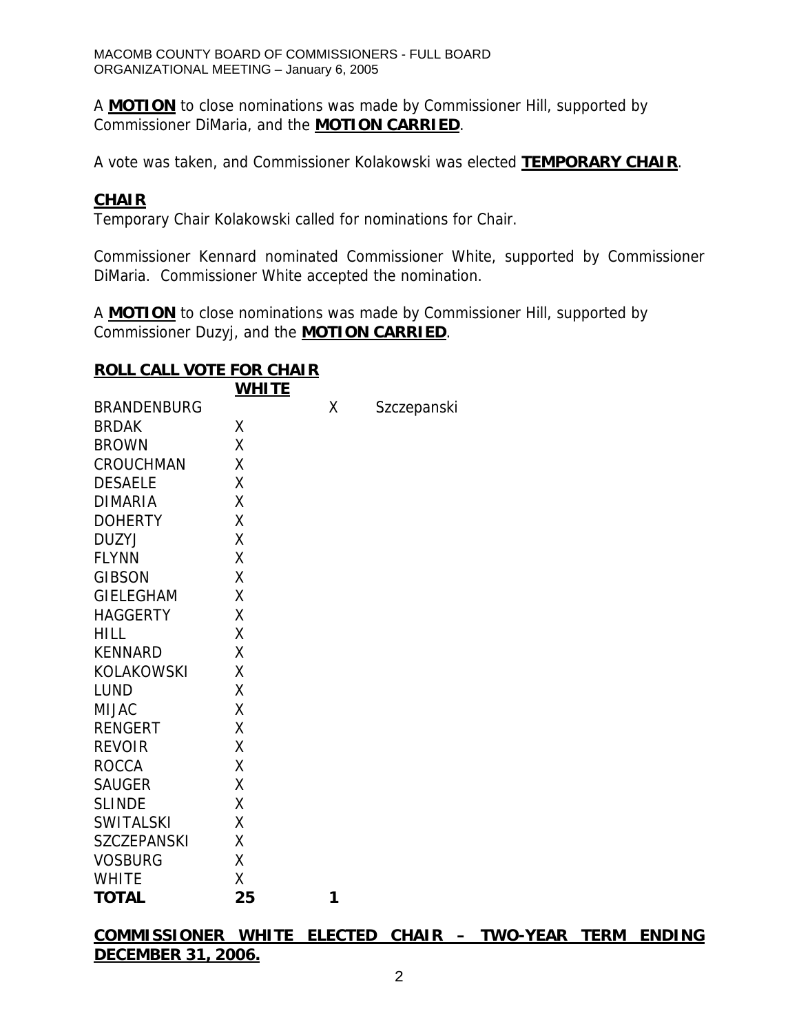A **MOTION** to close nominations was made by Commissioner Hill, supported by Commissioner DiMaria, and the **MOTION CARRIED**.

A vote was taken, and Commissioner Kolakowski was elected **TEMPORARY CHAIR**.

## CHAIR

Temporary Chair Kolakowski called for nominations for Chair.

Commissioner Kennard nominated Commissioner White, supported by Commissioner DiMaria. Commissioner White accepted the nomination.

A **MOTION** to close nominations was made by Commissioner Hill, supported by Commissioner Duzyj, and the **MOTION CARRIED**.

**ROLL CALL VOTE FOR CHAIR**

| | WHITE | | |
|---|---|---|---|
| BRANDENBURG | | X | Szczepanski |
| BRDAK | X | | |
| BROWN | X | | |
| CROUCHMAN | X | | |
| DESAELE | X | | |
| DIMARIA | X | | |
| DOHERTY | X | | |
| DUZYJ | X | | |
| FLYNN | X | | |
| GIBSON | X | | |
| GIELEGHAM | X | | |
| HAGGERTY | X | | |
| HILL | X | | |
| KENNARD | X | | |
| KOLAKOWSKI | X | | |
| LUND | X | | |
| MIJAC | X | | |
| RENGERT | X | | |
| REVOIR | X | | |
| ROCCA | X | | |
| SAUGER | X | | |
| SLINDE | X | | |
| SWITALSKI | X | | |
| SZCZEPANSKI | X | | |
| VOSBURG | X | | |
| WHITE | X | | |
| **TOTAL** | **25** | **1** | |

**COMMISSIONER WHITE ELECTED CHAIR – TWO-YEAR TERM ENDING DECEMBER 31, 2006.**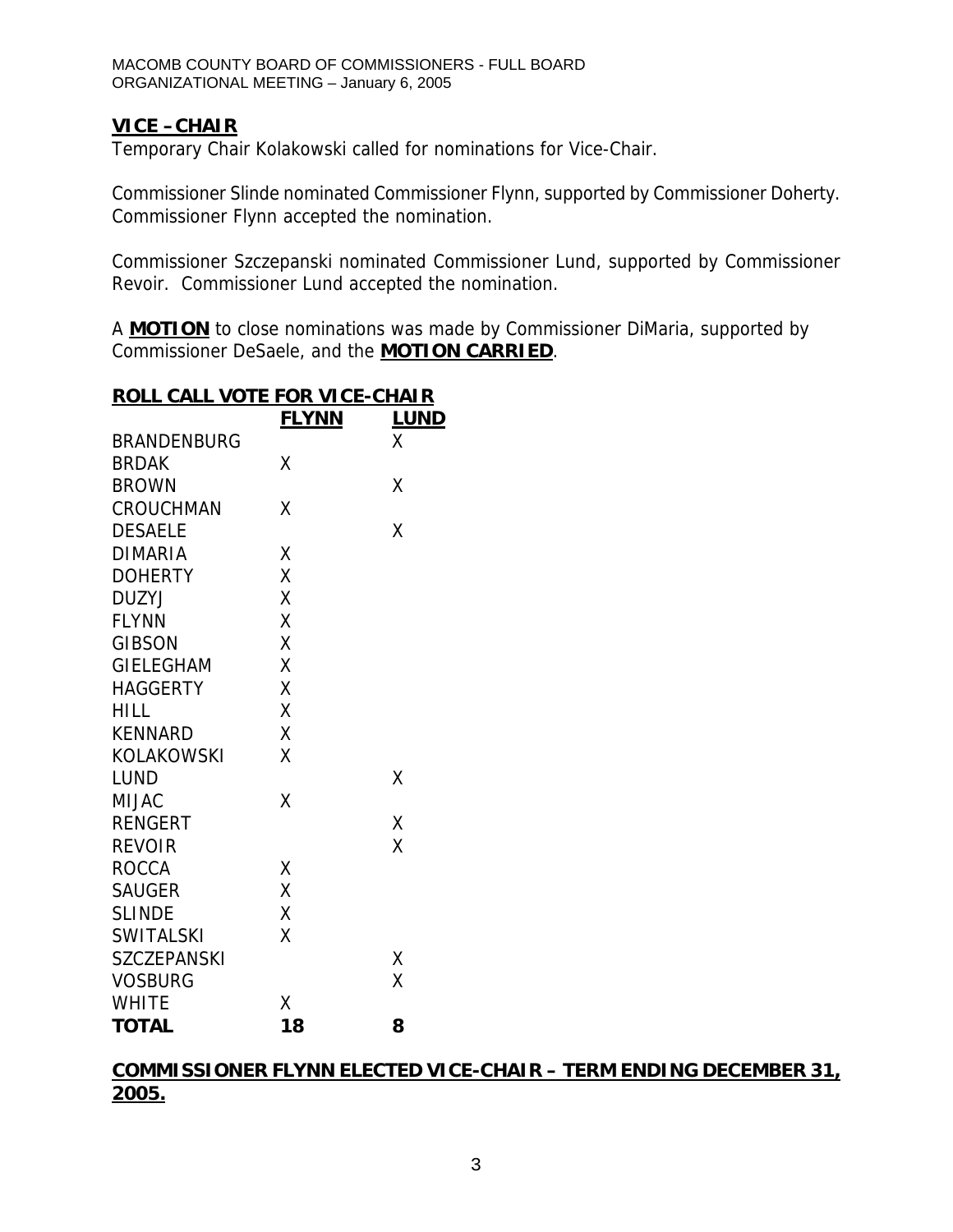## VICE –CHAIR

Temporary Chair Kolakowski called for nominations for Vice-Chair.

Commissioner Slinde nominated Commissioner Flynn, supported by Commissioner Doherty. Commissioner Flynn accepted the nomination.

Commissioner Szczepanski nominated Commissioner Lund, supported by Commissioner Revoir. Commissioner Lund accepted the nomination.

A **MOTION** to close nominations was made by Commissioner DiMaria, supported by Commissioner DeSaele, and the **MOTION CARRIED**.

## ROLL CALL VOTE FOR VICE-CHAIR

| | FLYNN | LUND |
|---|---|---|
| BRANDENBURG | | X |
| BRDAK | X | |
| BROWN | | X |
| CROUCHMAN | X | |
| DESAELE | | X |
| DIMARIA | X | |
| DOHERTY | X | |
| DUZYJ | X | |
| FLYNN | X | |
| GIBSON | X | |
| GIELEGHAM | X | |
| HAGGERTY | X | |
| HILL | X | |
| KENNARD | X | |
| KOLAKOWSKI | X | |
| LUND | | X |
| MIJAC | X | |
| RENGERT | | X |
| REVOIR | | X |
| ROCCA | X | |
| SAUGER | X | |
| SLINDE | X | |
| SWITALSKI | X | |
| SZCZEPANSKI | | X |
| VOSBURG | | X |
| WHITE | X | |
| **TOTAL** | **18** | **8** |

## COMMISSIONER FLYNN ELECTED VICE-CHAIR – TERM ENDING DECEMBER 31, 2005.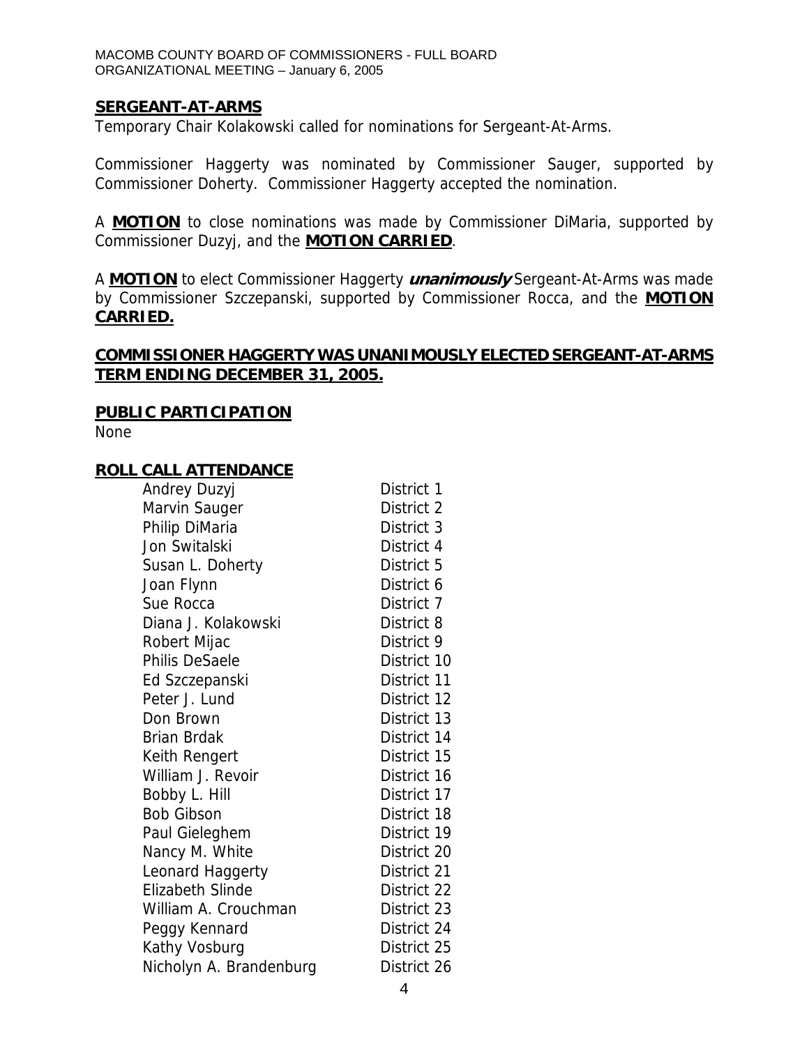## SERGEANT-AT-ARMS

Temporary Chair Kolakowski called for nominations for Sergeant-At-Arms.

Commissioner Haggerty was nominated by Commissioner Sauger, supported by Commissioner Doherty. Commissioner Haggerty accepted the nomination.

A **MOTION** to close nominations was made by Commissioner DiMaria, supported by Commissioner Duzyj, and the **MOTION CARRIED**.

A **MOTION** to elect Commissioner Haggerty ***unanimously*** Sergeant-At-Arms was made by Commissioner Szczepanski, supported by Commissioner Rocca, and the **MOTION CARRIED.**

**COMMISSIONER HAGGERTY WAS UNANIMOUSLY ELECTED SERGEANT-AT-ARMS TERM ENDING DECEMBER 31, 2005.**

## PUBLIC PARTICIPATION

None

## ROLL CALL ATTENDANCE

| | |
|---|---|
| Andrey Duzyj | District 1 |
| Marvin Sauger | District 2 |
| Philip DiMaria | District 3 |
| Jon Switalski | District 4 |
| Susan L. Doherty | District 5 |
| Joan Flynn | District 6 |
| Sue Rocca | District 7 |
| Diana J. Kolakowski | District 8 |
| Robert Mijac | District 9 |
| Philis DeSaele | District 10 |
| Ed Szczepanski | District 11 |
| Peter J. Lund | District 12 |
| Don Brown | District 13 |
| Brian Brdak | District 14 |
| Keith Rengert | District 15 |
| William J. Revoir | District 16 |
| Bobby L. Hill | District 17 |
| Bob Gibson | District 18 |
| Paul Gieleghem | District 19 |
| Nancy M. White | District 20 |
| Leonard Haggerty | District 21 |
| Elizabeth Slinde | District 22 |
| William A. Crouchman | District 23 |
| Peggy Kennard | District 24 |
| Kathy Vosburg | District 25 |
| Nicholyn A. Brandenburg | District 26 |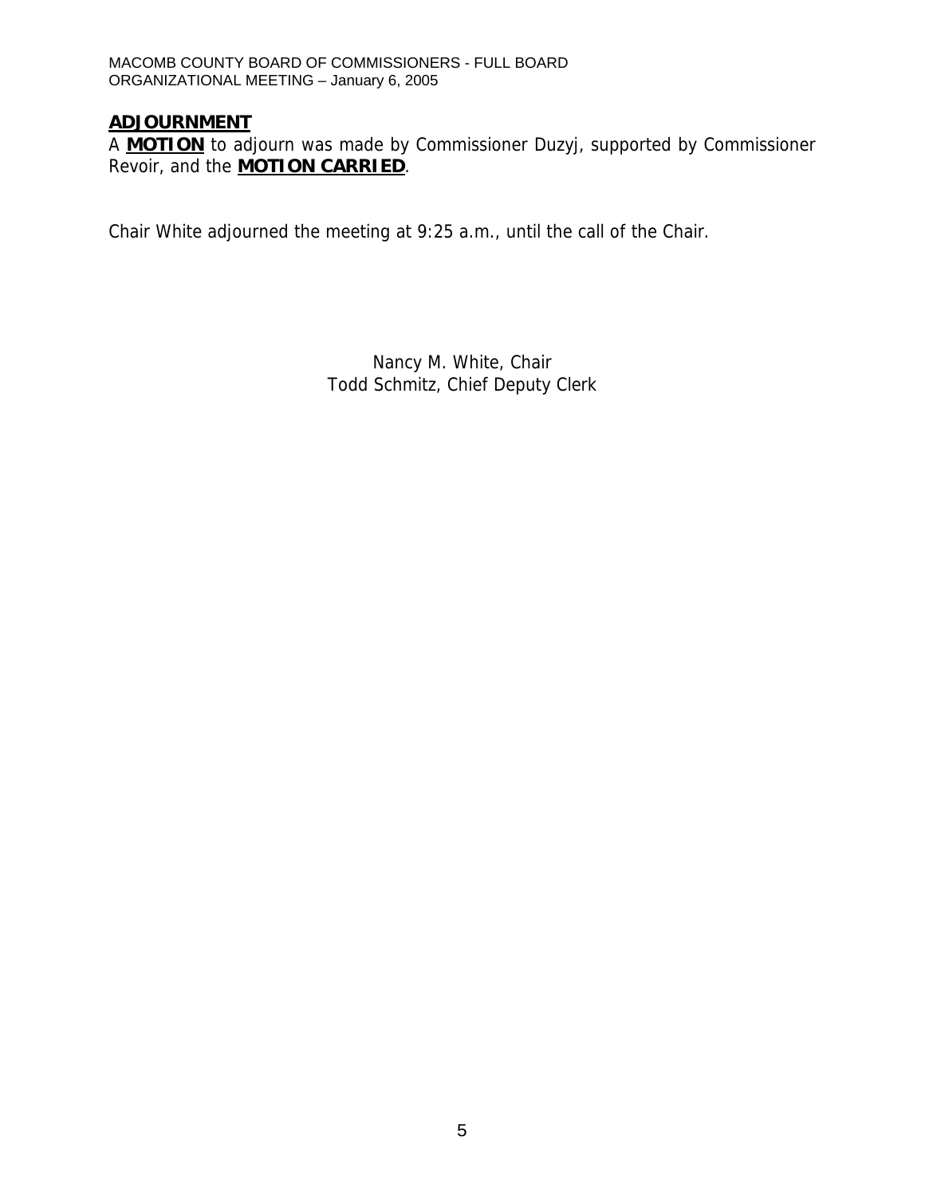## ADJOURNMENT

A **MOTION** to adjourn was made by Commissioner Duzyj, supported by Commissioner Revoir, and the **MOTION CARRIED**.

Chair White adjourned the meeting at 9:25 a.m., until the call of the Chair.

Nancy M. White, Chair

Todd Schmitz, Chief Deputy Clerk